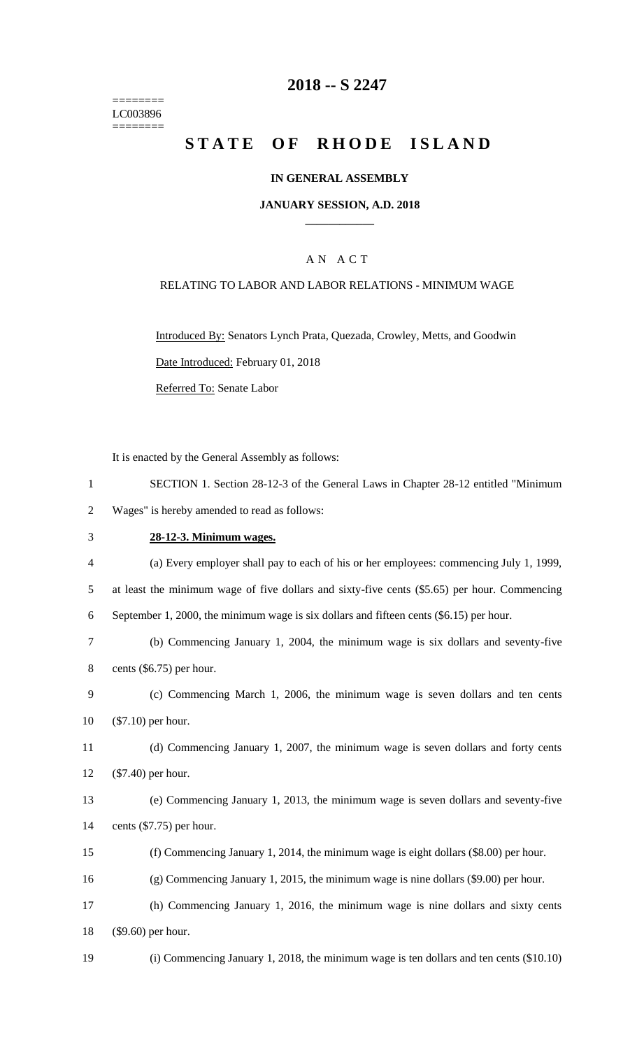========
LC003896
========

# 2018 -- S 2247

# STATE OF RHODE ISLAND

**IN GENERAL ASSEMBLY**

**JANUARY SESSION, A.D. 2018**

A N A C T

RELATING TO LABOR AND LABOR RELATIONS - MINIMUM WAGE

Introduced By: Senators Lynch Prata, Quezada, Crowley, Metts, and Goodwin

Date Introduced: February 01, 2018

Referred To: Senate Labor

It is enacted by the General Assembly as follows:

1 SECTION 1. Section 28-12-3 of the General Laws in Chapter 28-12 entitled "Minimum
2 Wages" is hereby amended to read as follows:

3 **28-12-3. Minimum wages.**

4 (a) Every employer shall pay to each of his or her employees: commencing July 1, 1999,
5 at least the minimum wage of five dollars and sixty-five cents ($5.65) per hour. Commencing
6 September 1, 2000, the minimum wage is six dollars and fifteen cents ($6.15) per hour.

7 (b) Commencing January 1, 2004, the minimum wage is six dollars and seventy-five
8 cents ($6.75) per hour.

9 (c) Commencing March 1, 2006, the minimum wage is seven dollars and ten cents
10 ($7.10) per hour.

11 (d) Commencing January 1, 2007, the minimum wage is seven dollars and forty cents
12 ($7.40) per hour.

13 (e) Commencing January 1, 2013, the minimum wage is seven dollars and seventy-five
14 cents ($7.75) per hour.

15 (f) Commencing January 1, 2014, the minimum wage is eight dollars ($8.00) per hour.

16 (g) Commencing January 1, 2015, the minimum wage is nine dollars ($9.00) per hour.

17 (h) Commencing January 1, 2016, the minimum wage is nine dollars and sixty cents
18 ($9.60) per hour.

19 (i) Commencing January 1, 2018, the minimum wage is ten dollars and ten cents ($10.10)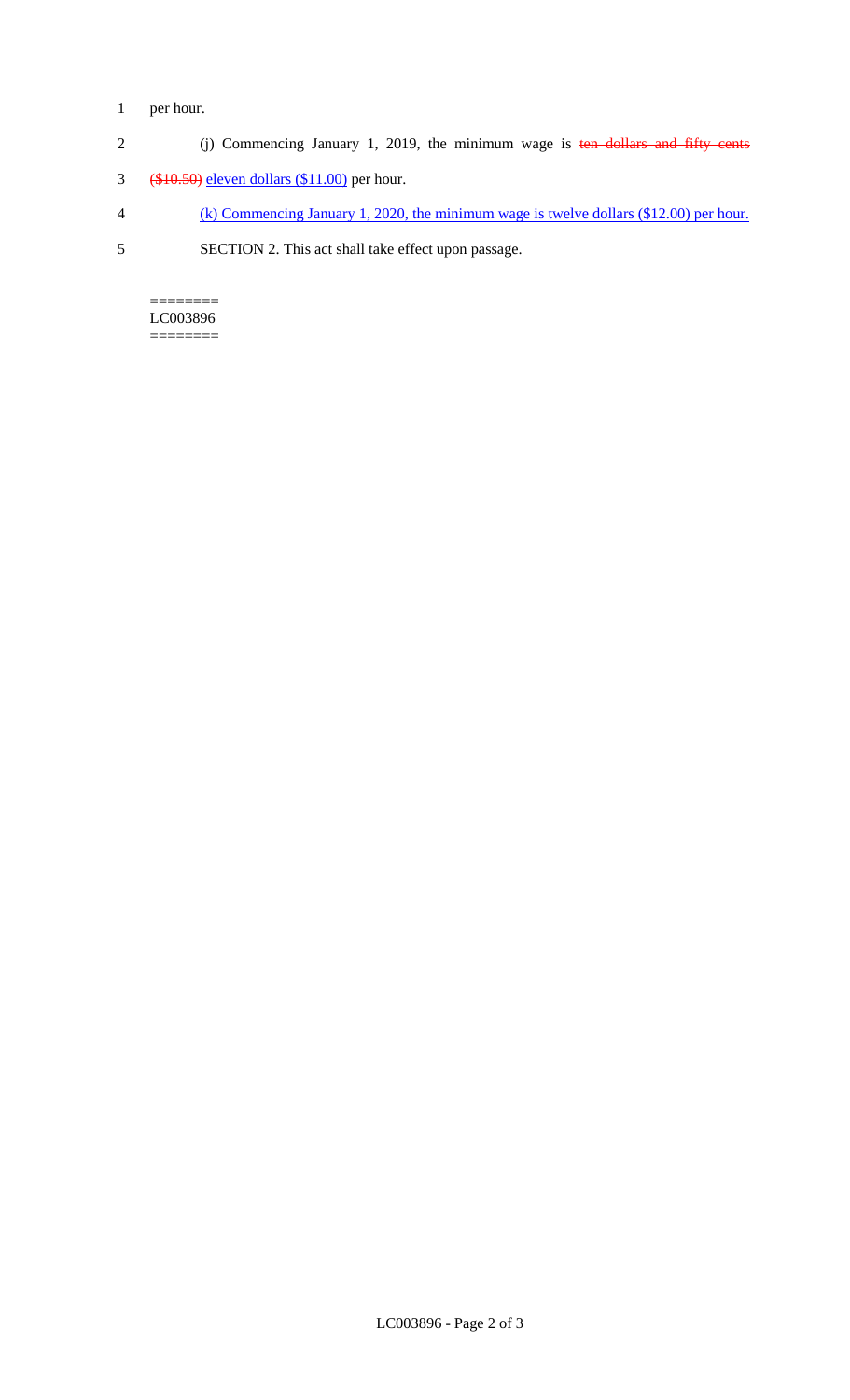per hour.

(j) Commencing January 1, 2019, the minimum wage is ~~ten dollars and fifty cents ($10.50)~~ <u>eleven dollars ($11.00)</u> per hour.

<u>(k) Commencing January 1, 2020, the minimum wage is twelve dollars ($12.00) per hour.</u>

SECTION 2. This act shall take effect upon passage.

========
LC003896
========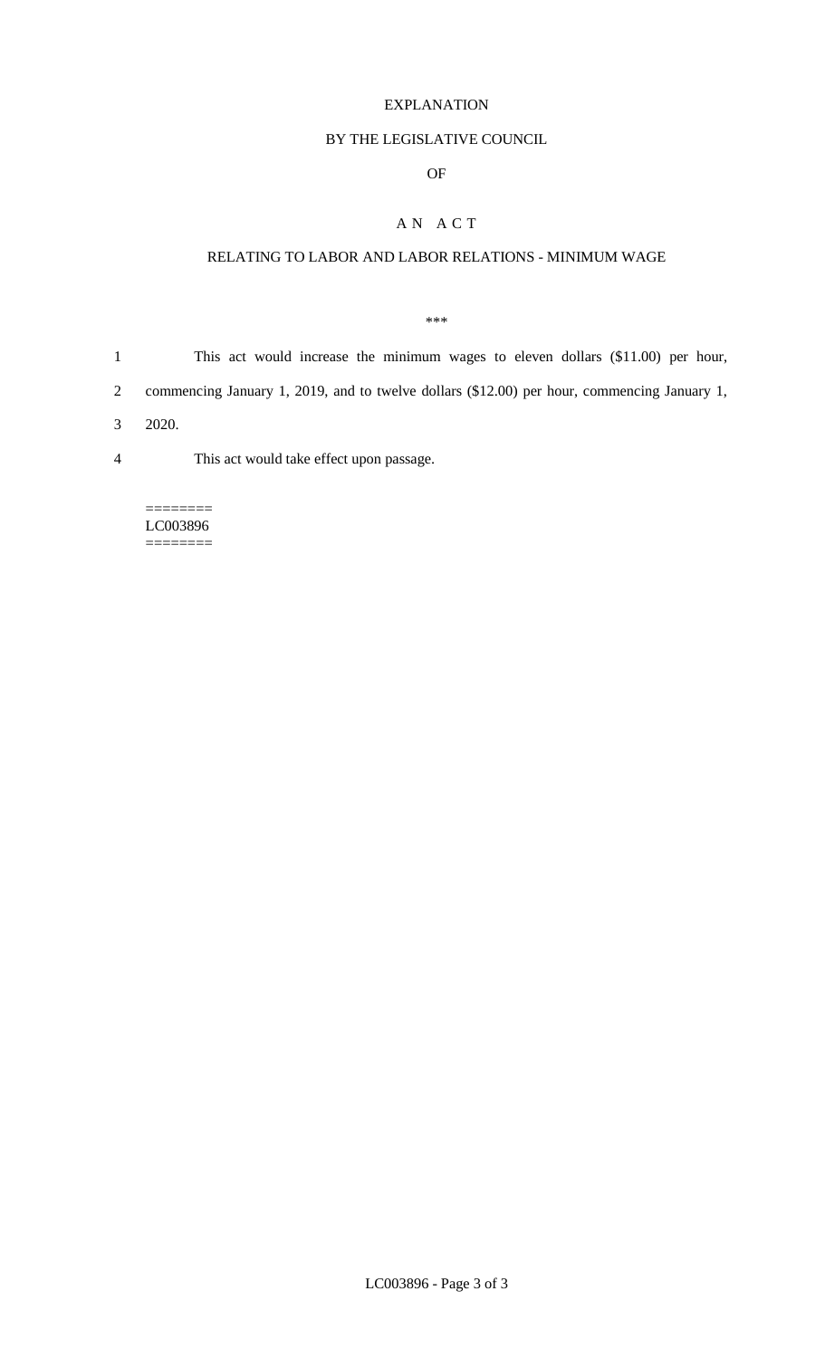EXPLANATION

BY THE LEGISLATIVE COUNCIL

OF

A N A C T

RELATING TO LABOR AND LABOR RELATIONS - MINIMUM WAGE

\*\*\*

1 This act would increase the minimum wages to eleven dollars ($11.00) per hour,
2 commencing January 1, 2019, and to twelve dollars ($12.00) per hour, commencing January 1,
3 2020.
4 This act would take effect upon passage.

========
LC003896
========